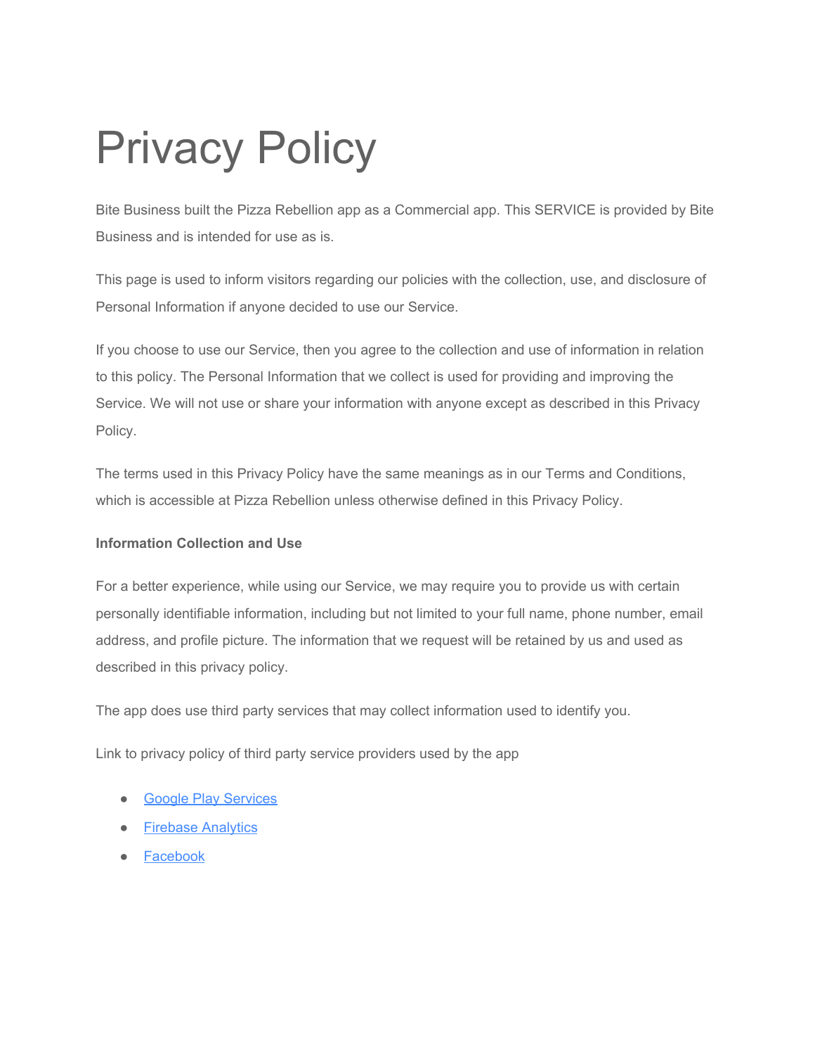# Privacy Policy

Bite Business built the Pizza Rebellion app as a Commercial app. This SERVICE is provided by Bite Business and is intended for use as is.

This page is used to inform visitors regarding our policies with the collection, use, and disclosure of Personal Information if anyone decided to use our Service.

If you choose to use our Service, then you agree to the collection and use of information in relation to this policy. The Personal Information that we collect is used for providing and improving the Service. We will not use or share your information with anyone except as described in this Privacy Policy.

The terms used in this Privacy Policy have the same meanings as in our Terms and Conditions, which is accessible at Pizza Rebellion unless otherwise defined in this Privacy Policy.

**Information Collection and Use**

For a better experience, while using our Service, we may require you to provide us with certain personally identifiable information, including but not limited to your full name, phone number, email address, and profile picture. The information that we request will be retained by us and used as described in this privacy policy.

The app does use third party services that may collect information used to identify you.

Link to privacy policy of third party service providers used by the app

- Google Play Services
- Firebase Analytics
- Facebook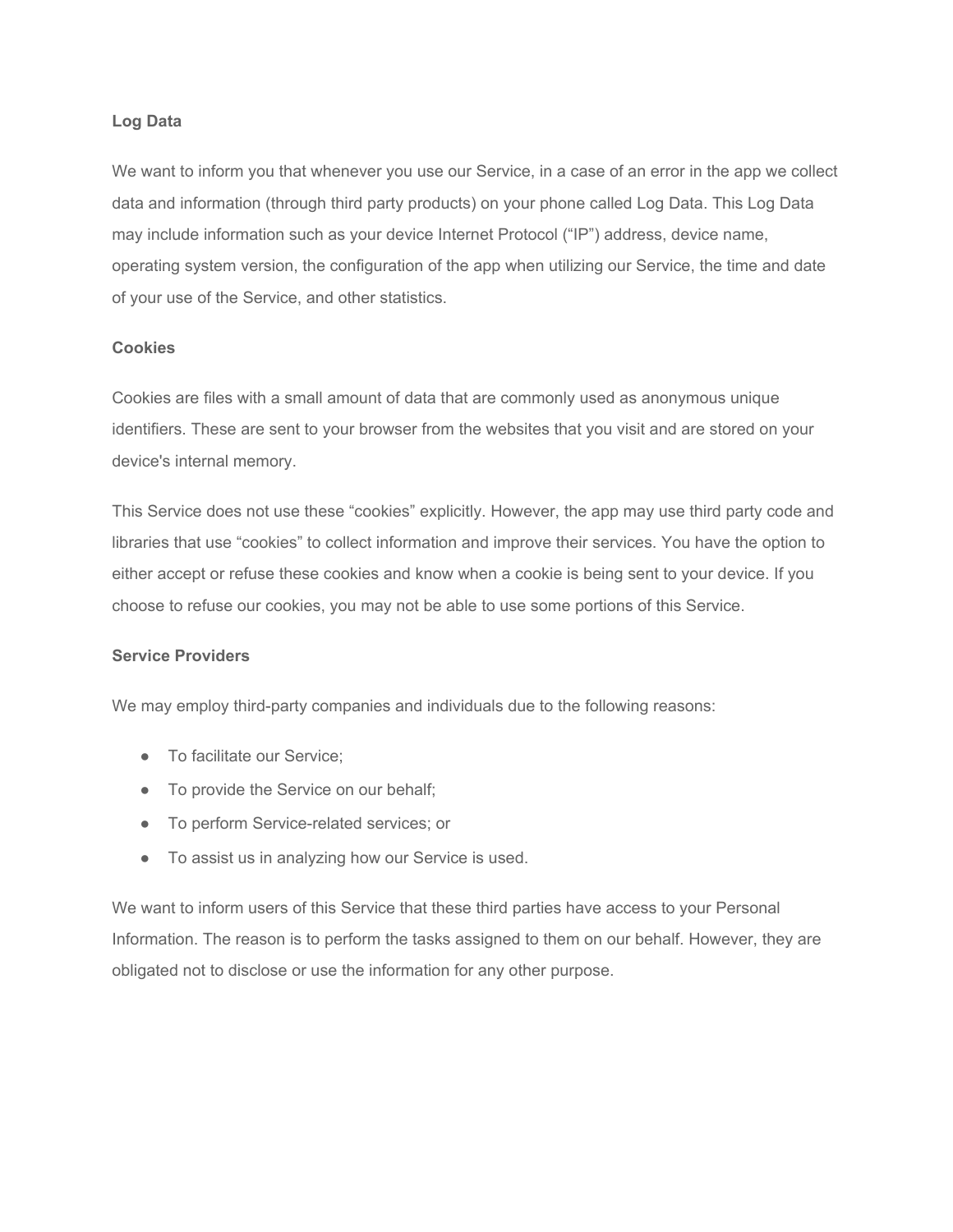**Log Data**

We want to inform you that whenever you use our Service, in a case of an error in the app we collect data and information (through third party products) on your phone called Log Data. This Log Data may include information such as your device Internet Protocol (“IP”) address, device name, operating system version, the configuration of the app when utilizing our Service, the time and date of your use of the Service, and other statistics.

**Cookies**

Cookies are files with a small amount of data that are commonly used as anonymous unique identifiers. These are sent to your browser from the websites that you visit and are stored on your device's internal memory.

This Service does not use these “cookies” explicitly. However, the app may use third party code and libraries that use “cookies” to collect information and improve their services. You have the option to either accept or refuse these cookies and know when a cookie is being sent to your device. If you choose to refuse our cookies, you may not be able to use some portions of this Service.

**Service Providers**

We may employ third-party companies and individuals due to the following reasons:

- To facilitate our Service;
- To provide the Service on our behalf;
- To perform Service-related services; or
- To assist us in analyzing how our Service is used.

We want to inform users of this Service that these third parties have access to your Personal Information. The reason is to perform the tasks assigned to them on our behalf. However, they are obligated not to disclose or use the information for any other purpose.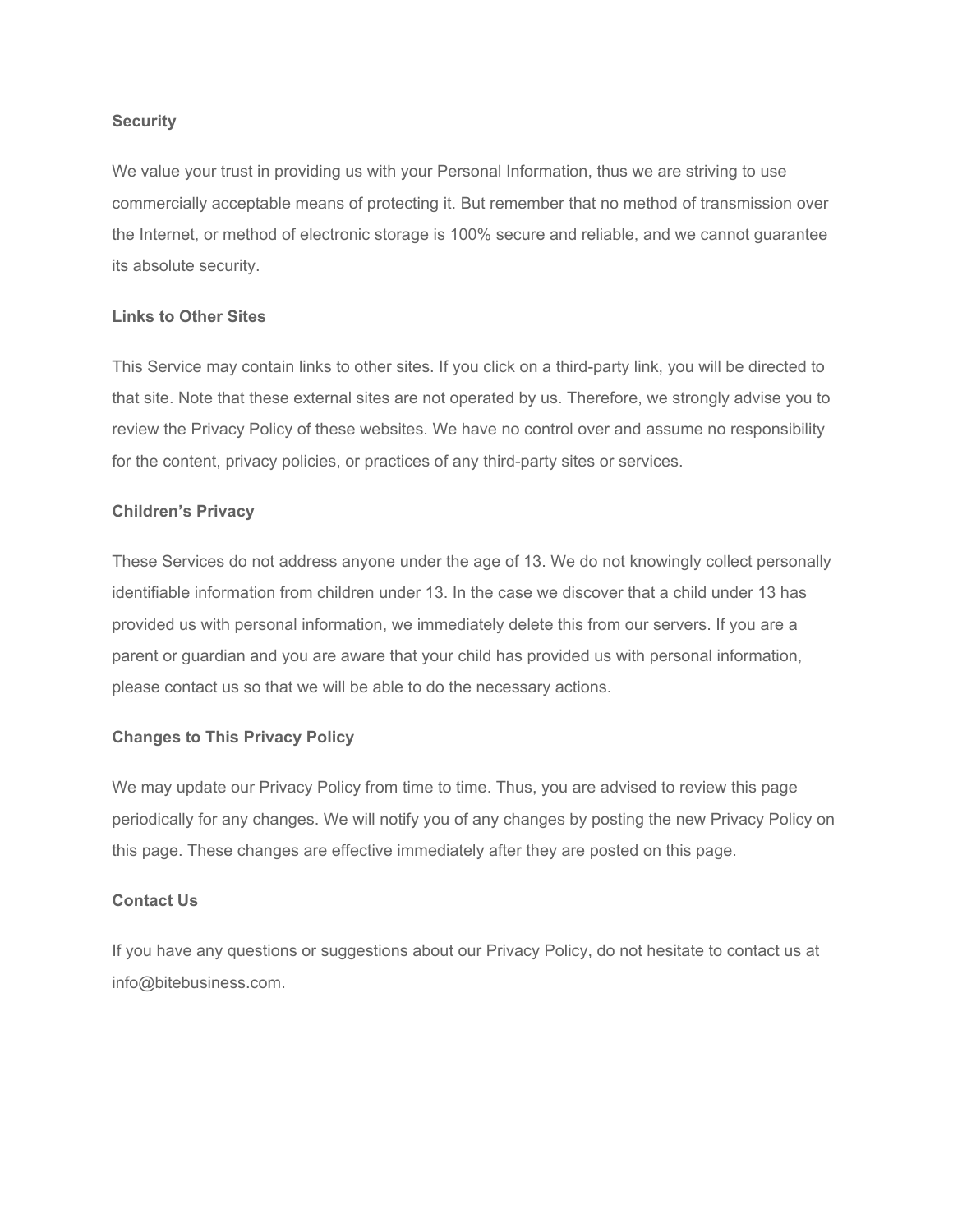**Security**

We value your trust in providing us with your Personal Information, thus we are striving to use commercially acceptable means of protecting it. But remember that no method of transmission over the Internet, or method of electronic storage is 100% secure and reliable, and we cannot guarantee its absolute security.

**Links to Other Sites**

This Service may contain links to other sites. If you click on a third-party link, you will be directed to that site. Note that these external sites are not operated by us. Therefore, we strongly advise you to review the Privacy Policy of these websites. We have no control over and assume no responsibility for the content, privacy policies, or practices of any third-party sites or services.

**Children's Privacy**

These Services do not address anyone under the age of 13. We do not knowingly collect personally identifiable information from children under 13. In the case we discover that a child under 13 has provided us with personal information, we immediately delete this from our servers. If you are a parent or guardian and you are aware that your child has provided us with personal information, please contact us so that we will be able to do the necessary actions.

**Changes to This Privacy Policy**

We may update our Privacy Policy from time to time. Thus, you are advised to review this page periodically for any changes. We will notify you of any changes by posting the new Privacy Policy on this page. These changes are effective immediately after they are posted on this page.

**Contact Us**

If you have any questions or suggestions about our Privacy Policy, do not hesitate to contact us at info@bitebusiness.com.